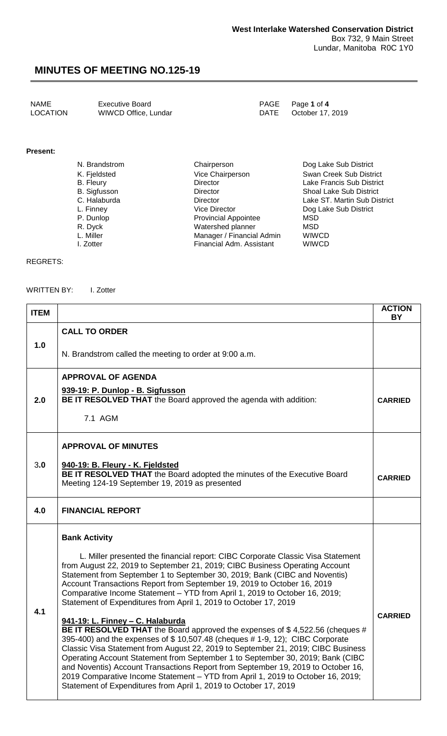**West Interlake Watershed Conservation District**
Box 732, 9 Main Street
Lundar, Manitoba R0C 1Y0

# MINUTES OF MEETING NO.125-19

| | | | |
|---|---|---|---|
| NAME | Executive Board | PAGE | Page **1** of **4** |
| LOCATION | WIWCD Office, Lundar | DATE | October 17, 2019 |

**Present:**

| | | |
|---|---|---|
| N. Brandstrom | Chairperson | Dog Lake Sub District |
| K. Fjeldsted | Vice Chairperson | Swan Creek Sub District |
| B. Fleury | Director | Lake Francis Sub District |
| B. Sigfusson | Director | Shoal Lake Sub District |
| C. Halaburda | Director | Lake ST. Martin Sub District |
| L. Finney | Vice Director | Dog Lake Sub District |
| P. Dunlop | Provincial Appointee | MSD |
| R. Dyck | Watershed planner | MSD |
| L. Miller | Manager / Financial Admin | WIWCD |
| I. Zotter | Financial Adm. Assistant | WIWCD |

REGRETS:

WRITTEN BY: I. Zotter

| ITEM | | ACTION BY |
|---|---|---|
| 1.0 | **CALL TO ORDER**<br><br>N. Brandstrom called the meeting to order at 9:00 a.m. | |
| 2.0 | **APPROVAL OF AGENDA**<br><br>**939-19: P. Dunlop - B. Sigfusson**<br>**BE IT RESOLVED THAT** the Board approved the agenda with addition:<br><br>7.1 AGM | **CARRIED** |
| 3.0 | **APPROVAL OF MINUTES**<br><br>**940-19: B. Fleury - K. Fjeldsted**<br>**BE IT RESOLVED THAT** the Board adopted the minutes of the Executive Board Meeting 124-19 September 19, 2019 as presented | **CARRIED** |
| 4.0 | **FINANCIAL REPORT** | |
| 4.1 | **Bank Activity**<br><br>L. Miller presented the financial report: CIBC Corporate Classic Visa Statement from August 22, 2019 to September 21, 2019; CIBC Business Operating Account Statement from September 1 to September 30, 2019; Bank (CIBC and Noventis) Account Transactions Report from September 19, 2019 to October 16, 2019 Comparative Income Statement – YTD from April 1, 2019 to October 16, 2019; Statement of Expenditures from April 1, 2019 to October 17, 2019<br><br>**941-19: L. Finney – C. Halaburda**<br>**BE IT RESOLVED THAT** the Board approved the expenses of $ 4,522.56 (cheques # 395-400) and the expenses of $ 10,507.48 (cheques # 1-9, 12); CIBC Corporate Classic Visa Statement from August 22, 2019 to September 21, 2019; CIBC Business Operating Account Statement from September 1 to September 30, 2019; Bank (CIBC and Noventis) Account Transactions Report from September 19, 2019 to October 16, 2019 Comparative Income Statement – YTD from April 1, 2019 to October 16, 2019; Statement of Expenditures from April 1, 2019 to October 17, 2019 | **CARRIED** |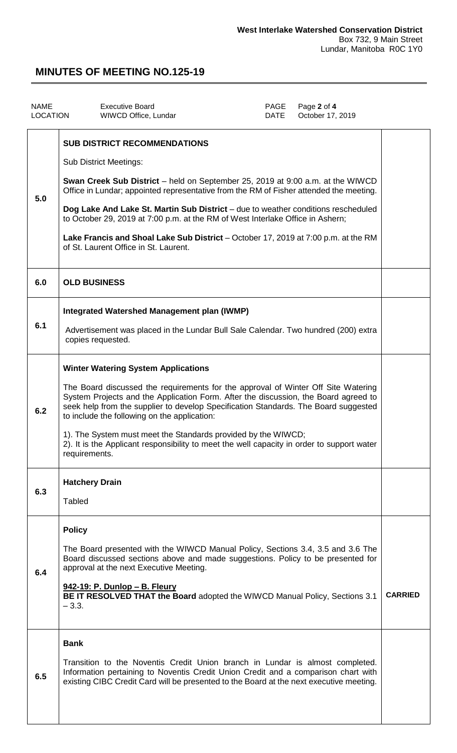**West Interlake Watershed Conservation District**
Box 732, 9 Main Street
Lundar, Manitoba R0C 1Y0

# MINUTES OF MEETING NO.125-19

| NAME | Executive Board | PAGE | Page **2** of **4** |
| --- | --- | --- | --- |
| LOCATION | WIWCD Office, Lundar | DATE | October 17, 2019 |

| | | |
| --- | --- | --- |
| 5.0 | **SUB DISTRICT RECOMMENDATIONS**<br><br>Sub District Meetings:<br><br>**Swan Creek Sub District** – held on September 25, 2019 at 9:00 a.m. at the WIWCD Office in Lundar; appointed representative from the RM of Fisher attended the meeting.<br><br>**Dog Lake And Lake St. Martin Sub District** – due to weather conditions rescheduled to October 29, 2019 at 7:00 p.m. at the RM of West Interlake Office in Ashern;<br><br>**Lake Francis and Shoal Lake Sub District** – October 17, 2019 at 7:00 p.m. at the RM of St. Laurent Office in St. Laurent. | |
| 6.0 | **OLD BUSINESS** | |
| 6.1 | **Integrated Watershed Management plan (IWMP)**<br><br>Advertisement was placed in the Lundar Bull Sale Calendar. Two hundred (200) extra copies requested. | |
| 6.2 | **Winter Watering System Applications**<br><br>The Board discussed the requirements for the approval of Winter Off Site Watering System Projects and the Application Form. After the discussion, the Board agreed to seek help from the supplier to develop Specification Standards. The Board suggested to include the following on the application:<br><br>1). The System must meet the Standards provided by the WIWCD;<br>2). It is the Applicant responsibility to meet the well capacity in order to support water requirements. | |
| 6.3 | **Hatchery Drain**<br><br>Tabled | |
| 6.4 | **Policy**<br><br>The Board presented with the WIWCD Manual Policy, Sections 3.4, 3.5 and 3.6 The Board discussed sections above and made suggestions. Policy to be presented for approval at the next Executive Meeting.<br><br>**942-19: P. Dunlop – B. Fleury**<br>**BE IT RESOLVED THAT the Board** adopted the WIWCD Manual Policy, Sections 3.1 – 3.3. | **CARRIED** |
| 6.5 | **Bank**<br><br>Transition to the Noventis Credit Union branch in Lundar is almost completed. Information pertaining to Noventis Credit Union Credit and a comparison chart with existing CIBC Credit Card will be presented to the Board at the next executive meeting. | |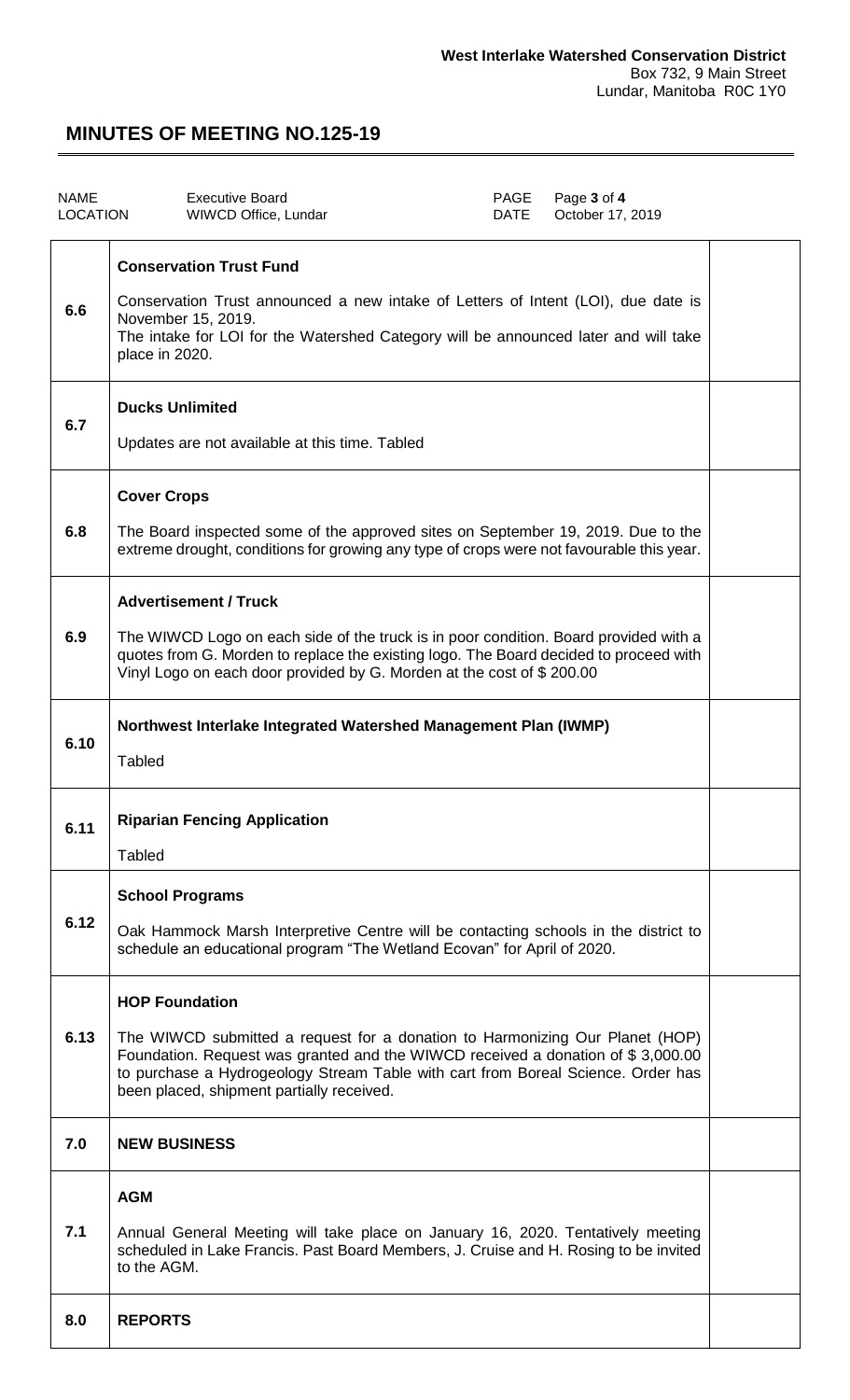**West Interlake Watershed Conservation District**
Box 732, 9 Main Street
Lundar, Manitoba R0C 1Y0

# MINUTES OF MEETING NO.125-19

| | | | |
|---|---|---|---|
| NAME | Executive Board | PAGE | Page **3** of **4** |
| LOCATION | WIWCD Office, Lundar | DATE | October 17, 2019 |

| | | |
|---|---|---|
| **6.6** | **Conservation Trust Fund**<br><br>Conservation Trust announced a new intake of Letters of Intent (LOI), due date is November 15, 2019.<br>The intake for LOI for the Watershed Category will be announced later and will take place in 2020. | |
| **6.7** | **Ducks Unlimited**<br><br>Updates are not available at this time. Tabled | |
| **6.8** | **Cover Crops**<br><br>The Board inspected some of the approved sites on September 19, 2019. Due to the extreme drought, conditions for growing any type of crops were not favourable this year. | |
| **6.9** | **Advertisement / Truck**<br><br>The WIWCD Logo on each side of the truck is in poor condition. Board provided with a quotes from G. Morden to replace the existing logo. The Board decided to proceed with Vinyl Logo on each door provided by G. Morden at the cost of $ 200.00 | |
| **6.10** | **Northwest Interlake Integrated Watershed Management Plan (IWMP)**<br><br>Tabled | |
| **6.11** | **Riparian Fencing Application**<br><br>Tabled | |
| **6.12** | **School Programs**<br><br>Oak Hammock Marsh Interpretive Centre will be contacting schools in the district to schedule an educational program "The Wetland Ecovan" for April of 2020. | |
| **6.13** | **HOP Foundation**<br><br>The WIWCD submitted a request for a donation to Harmonizing Our Planet (HOP) Foundation. Request was granted and the WIWCD received a donation of $ 3,000.00 to purchase a Hydrogeology Stream Table with cart from Boreal Science. Order has been placed, shipment partially received. | |
| **7.0** | **NEW BUSINESS** | |
| **7.1** | **AGM**<br><br>Annual General Meeting will take place on January 16, 2020. Tentatively meeting scheduled in Lake Francis. Past Board Members, J. Cruise and H. Rosing to be invited to the AGM. | |
| **8.0** | **REPORTS** | |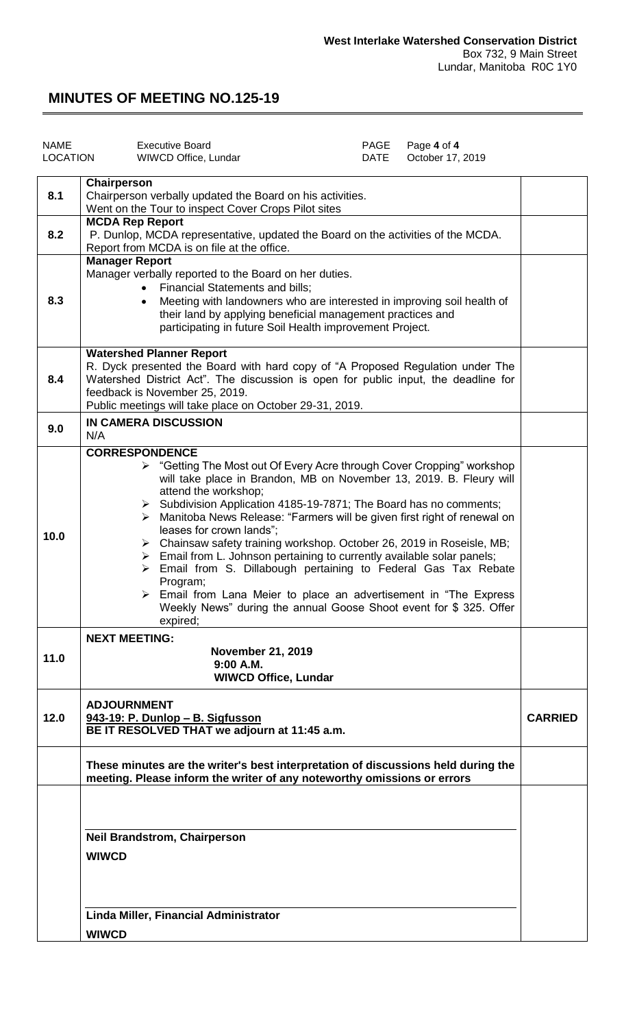**West Interlake Watershed Conservation District**
Box 732, 9 Main Street
Lundar, Manitoba R0C 1Y0

# MINUTES OF MEETING NO.125-19

| | | | |
|---|---|---|---|
| NAME | Executive Board | PAGE | Page **4** of **4** |
| LOCATION | WIWCD Office, Lundar | DATE | October 17, 2019 |

| | | |
|---|---|---|
| 8.1 | **Chairperson**<br>Chairperson verbally updated the Board on his activities.<br>Went on the Tour to inspect Cover Crops Pilot sites | |
| 8.2 | **MCDA Rep Report**<br>P. Dunlop, MCDA representative, updated the Board on the activities of the MCDA. Report from MCDA is on file at the office. | |
| 8.3 | **Manager Report**<br>Manager verbally reported to the Board on her duties.<br>• Financial Statements and bills;<br>• Meeting with landowners who are interested in improving soil health of their land by applying beneficial management practices and participating in future Soil Health improvement Project. | |
| 8.4 | **Watershed Planner Report**<br>R. Dyck presented the Board with hard copy of "A Proposed Regulation under The Watershed District Act". The discussion is open for public input, the deadline for feedback is November 25, 2019.<br>Public meetings will take place on October 29-31, 2019. | |
| 9.0 | **IN CAMERA DISCUSSION**<br>N/A | |
| 10.0 | **CORRESPONDENCE**<br>➢ "Getting The Most out Of Every Acre through Cover Cropping" workshop will take place in Brandon, MB on November 13, 2019. B. Fleury will attend the workshop;<br>➢ Subdivision Application 4185-19-7871; The Board has no comments;<br>➢ Manitoba News Release: "Farmers will be given first right of renewal on leases for crown lands";<br>➢ Chainsaw safety training workshop. October 26, 2019 in Roseisle, MB;<br>➢ Email from L. Johnson pertaining to currently available solar panels;<br>➢ Email from S. Dillabough pertaining to Federal Gas Tax Rebate Program;<br>➢ Email from Lana Meier to place an advertisement in "The Express Weekly News" during the annual Goose Shoot event for $ 325. Offer expired; | |
| 11.0 | **NEXT MEETING:**<br>**November 21, 2019**<br>**9:00 A.M.**<br>**WIWCD Office, Lundar** | |
| 12.0 | **ADJOURNMENT**<br>**943-19: P. Dunlop – B. Sigfusson**<br>**BE IT RESOLVED THAT we adjourn at 11:45 a.m.** | **CARRIED** |
| | **These minutes are the writer's best interpretation of discussions held during the meeting. Please inform the writer of any noteworthy omissions or errors** | |
| | **Neil Brandstrom, Chairperson**<br>**WIWCD**<br><br>**Linda Miller, Financial Administrator**<br>**WIWCD** | |